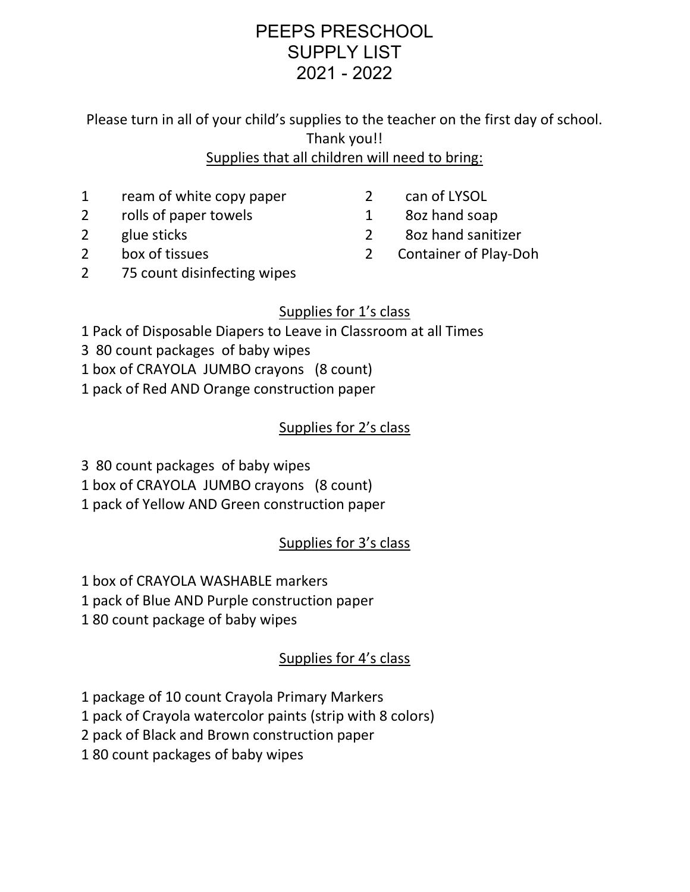# PEEPS PRESCHOOL
# SUPPLY LIST
# 2021 - 2022

Please turn in all of your child's supplies to the teacher on the first day of school.
Thank you!!

Supplies that all children will need to bring:

- 1 ream of white copy paper
- 2 rolls of paper towels
- 2 glue sticks
- 2 box of tissues
- 2 75 count disinfecting wipes
- 2 can of LYSOL
- 1 8oz hand soap
- 2 8oz hand sanitizer
- 2 Container of Play-Doh

## Supplies for 1's class

1 Pack of Disposable Diapers to Leave in Classroom at all Times
3 80 count packages of baby wipes
1 box of CRAYOLA JUMBO crayons (8 count)
1 pack of Red AND Orange construction paper

## Supplies for 2's class

3 80 count packages of baby wipes
1 box of CRAYOLA JUMBO crayons (8 count)
1 pack of Yellow AND Green construction paper

## Supplies for 3's class

1 box of CRAYOLA WASHABLE markers
1 pack of Blue AND Purple construction paper
1 80 count package of baby wipes

## Supplies for 4's class

1 package of 10 count Crayola Primary Markers
1 pack of Crayola watercolor paints (strip with 8 colors)
2 pack of Black and Brown construction paper
1 80 count packages of baby wipes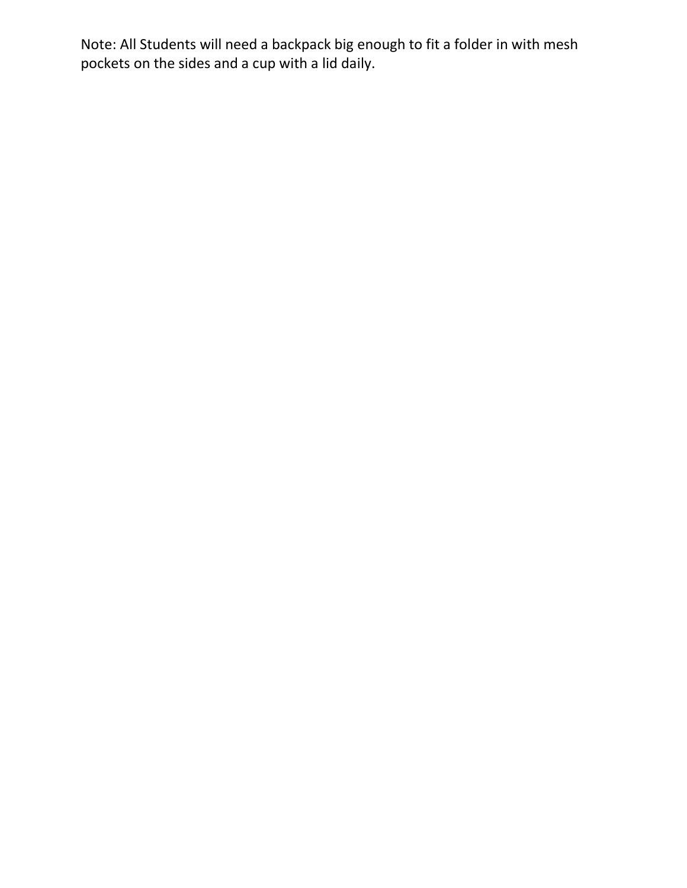Note: All Students will need a backpack big enough to fit a folder in with mesh pockets on the sides and a cup with a lid daily.